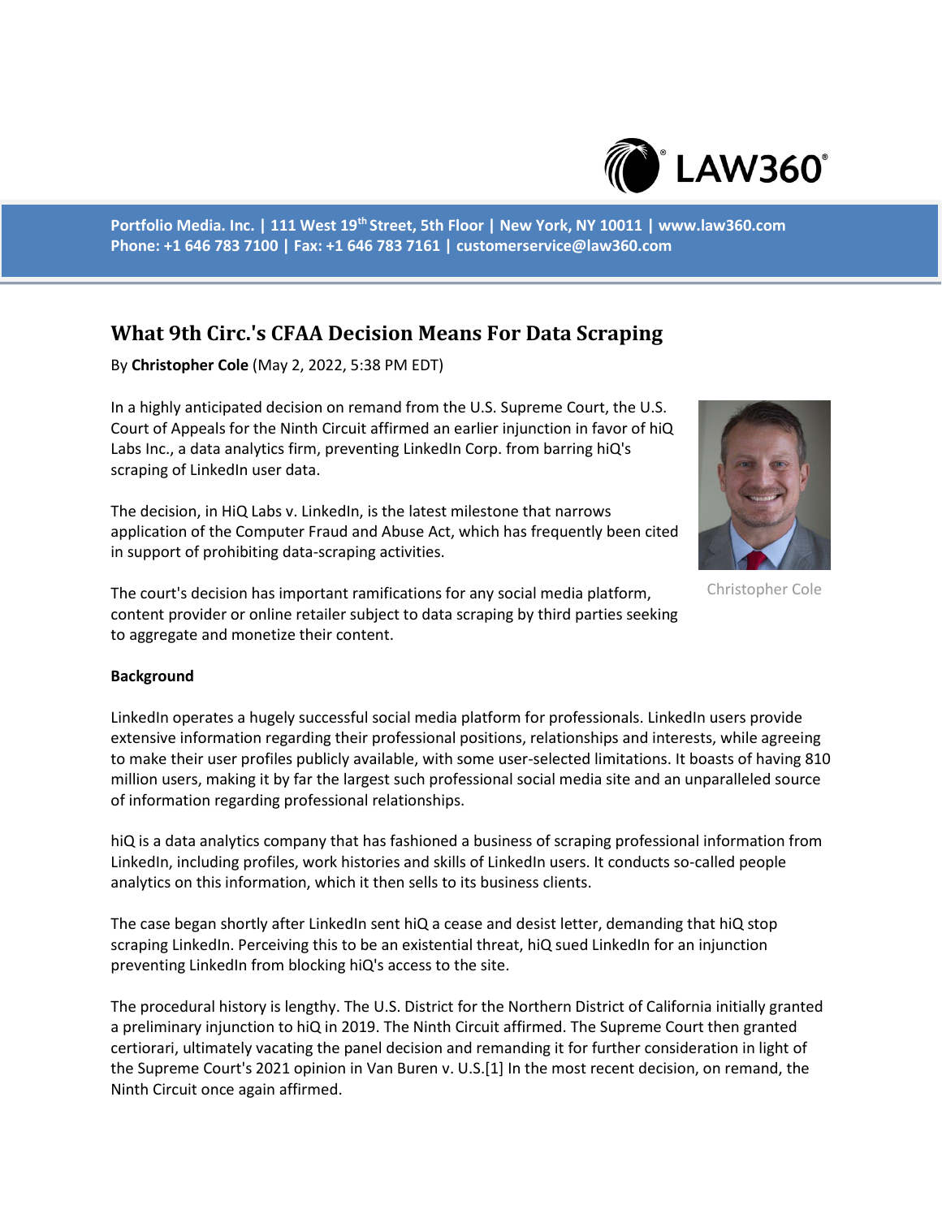Portfolio Media. Inc. | 111 West 19th Street, 5th Floor | New York, NY 10011 | www.law360.com
Phone: +1 646 783 7100 | Fax: +1 646 783 7161 | customerservice@law360.com

# What 9th Circ.'s CFAA Decision Means For Data Scraping

By **Christopher Cole** (May 2, 2022, 5:38 PM EDT)

In a highly anticipated decision on remand from the U.S. Supreme Court, the U.S. Court of Appeals for the Ninth Circuit affirmed an earlier injunction in favor of hiQ Labs Inc., a data analytics firm, preventing LinkedIn Corp. from barring hiQ's scraping of LinkedIn user data.

Christopher Cole

The decision, in HiQ Labs v. LinkedIn, is the latest milestone that narrows application of the Computer Fraud and Abuse Act, which has frequently been cited in support of prohibiting data-scraping activities.

The court's decision has important ramifications for any social media platform, content provider or online retailer subject to data scraping by third parties seeking to aggregate and monetize their content.

**Background**

LinkedIn operates a hugely successful social media platform for professionals. LinkedIn users provide extensive information regarding their professional positions, relationships and interests, while agreeing to make their user profiles publicly available, with some user-selected limitations. It boasts of having 810 million users, making it by far the largest such professional social media site and an unparalleled source of information regarding professional relationships.

hiQ is a data analytics company that has fashioned a business of scraping professional information from LinkedIn, including profiles, work histories and skills of LinkedIn users. It conducts so-called people analytics on this information, which it then sells to its business clients.

The case began shortly after LinkedIn sent hiQ a cease and desist letter, demanding that hiQ stop scraping LinkedIn. Perceiving this to be an existential threat, hiQ sued LinkedIn for an injunction preventing LinkedIn from blocking hiQ's access to the site.

The procedural history is lengthy. The U.S. District for the Northern District of California initially granted a preliminary injunction to hiQ in 2019. The Ninth Circuit affirmed. The Supreme Court then granted certiorari, ultimately vacating the panel decision and remanding it for further consideration in light of the Supreme Court's 2021 opinion in Van Buren v. U.S.[1] In the most recent decision, on remand, the Ninth Circuit once again affirmed.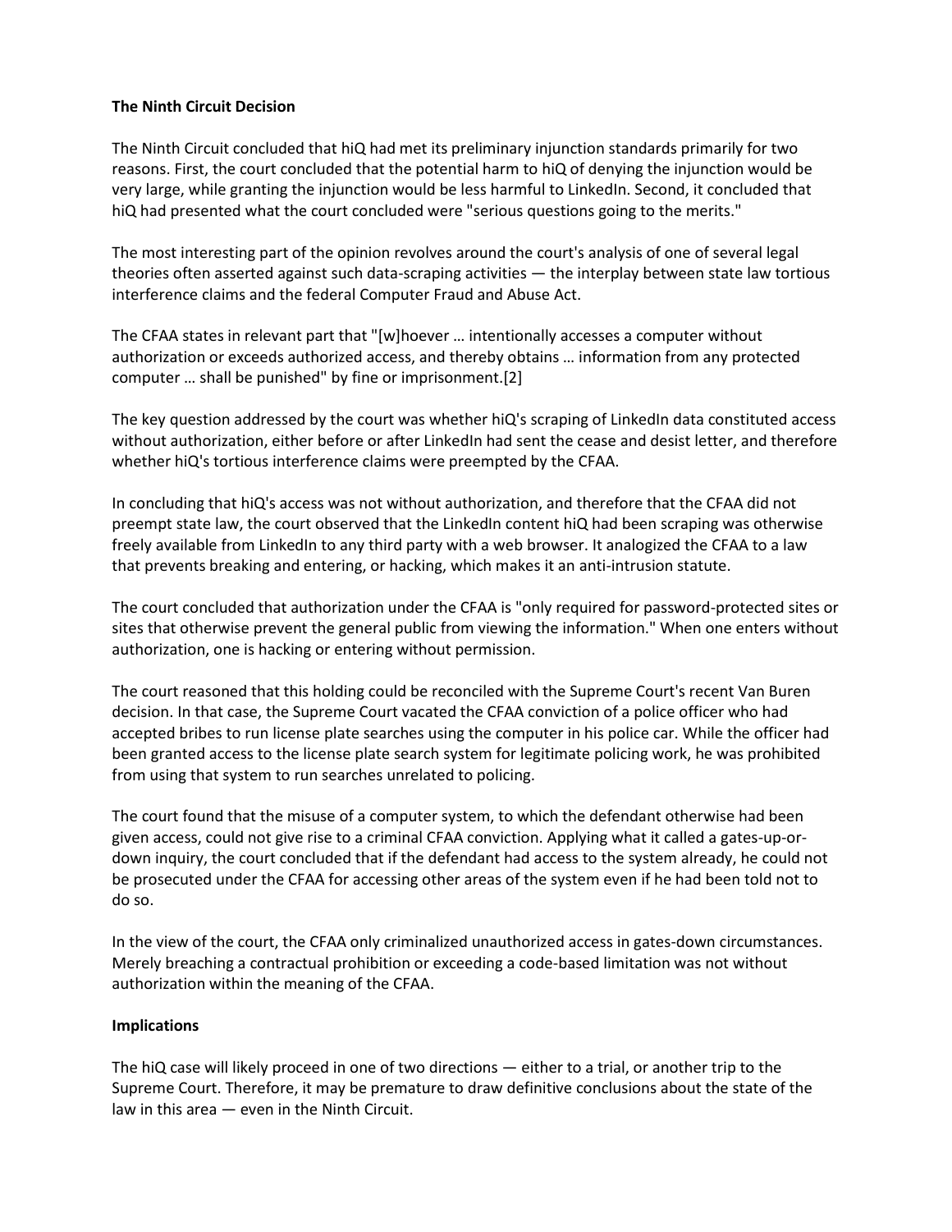**The Ninth Circuit Decision**

The Ninth Circuit concluded that hiQ had met its preliminary injunction standards primarily for two reasons. First, the court concluded that the potential harm to hiQ of denying the injunction would be very large, while granting the injunction would be less harmful to LinkedIn. Second, it concluded that hiQ had presented what the court concluded were "serious questions going to the merits."

The most interesting part of the opinion revolves around the court's analysis of one of several legal theories often asserted against such data-scraping activities — the interplay between state law tortious interference claims and the federal Computer Fraud and Abuse Act.

The CFAA states in relevant part that "[w]hoever … intentionally accesses a computer without authorization or exceeds authorized access, and thereby obtains … information from any protected computer … shall be punished" by fine or imprisonment.[2]

The key question addressed by the court was whether hiQ's scraping of LinkedIn data constituted access without authorization, either before or after LinkedIn had sent the cease and desist letter, and therefore whether hiQ's tortious interference claims were preempted by the CFAA.

In concluding that hiQ's access was not without authorization, and therefore that the CFAA did not preempt state law, the court observed that the LinkedIn content hiQ had been scraping was otherwise freely available from LinkedIn to any third party with a web browser. It analogized the CFAA to a law that prevents breaking and entering, or hacking, which makes it an anti-intrusion statute.

The court concluded that authorization under the CFAA is "only required for password-protected sites or sites that otherwise prevent the general public from viewing the information." When one enters without authorization, one is hacking or entering without permission.

The court reasoned that this holding could be reconciled with the Supreme Court's recent Van Buren decision. In that case, the Supreme Court vacated the CFAA conviction of a police officer who had accepted bribes to run license plate searches using the computer in his police car. While the officer had been granted access to the license plate search system for legitimate policing work, he was prohibited from using that system to run searches unrelated to policing.

The court found that the misuse of a computer system, to which the defendant otherwise had been given access, could not give rise to a criminal CFAA conviction. Applying what it called a gates-up-or-down inquiry, the court concluded that if the defendant had access to the system already, he could not be prosecuted under the CFAA for accessing other areas of the system even if he had been told not to do so.

In the view of the court, the CFAA only criminalized unauthorized access in gates-down circumstances. Merely breaching a contractual prohibition or exceeding a code-based limitation was not without authorization within the meaning of the CFAA.

**Implications**

The hiQ case will likely proceed in one of two directions — either to a trial, or another trip to the Supreme Court. Therefore, it may be premature to draw definitive conclusions about the state of the law in this area — even in the Ninth Circuit.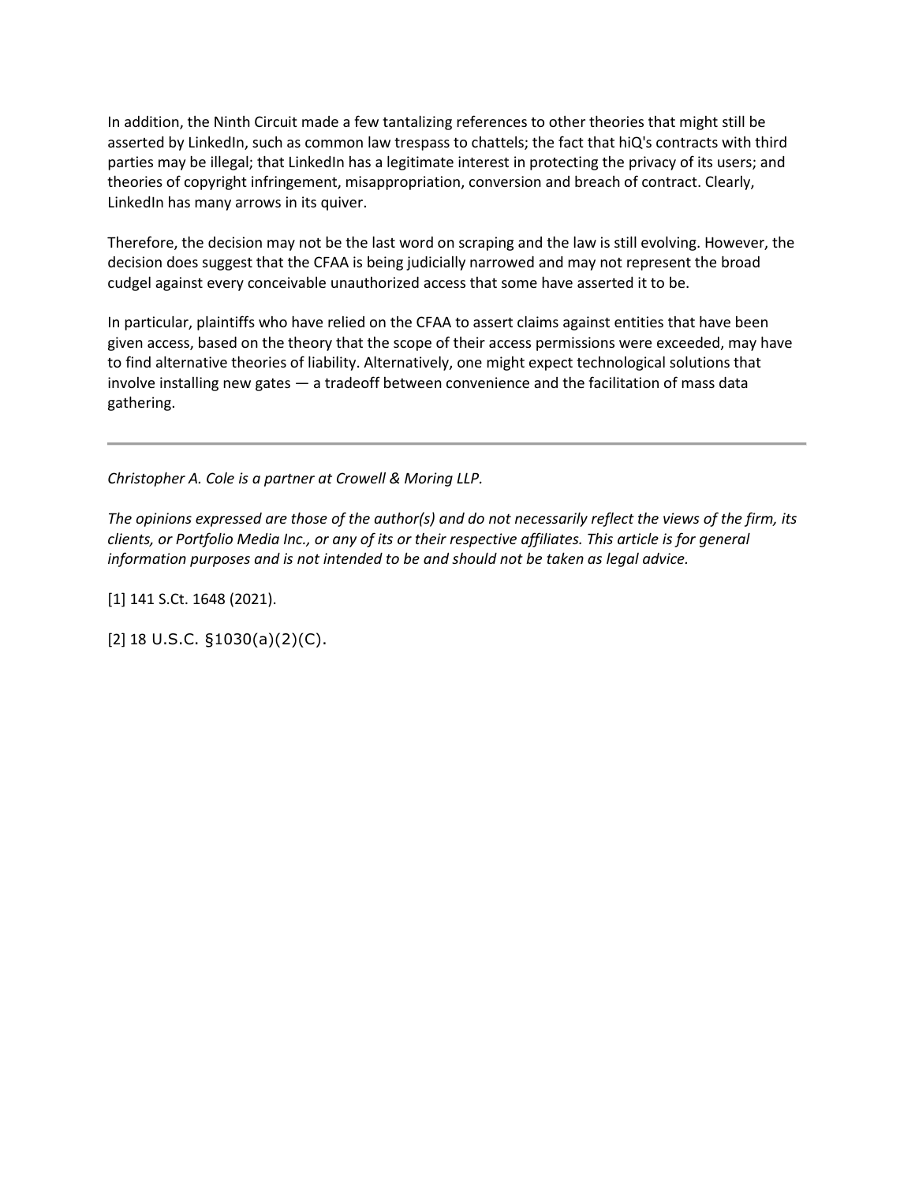In addition, the Ninth Circuit made a few tantalizing references to other theories that might still be asserted by LinkedIn, such as common law trespass to chattels; the fact that hiQ's contracts with third parties may be illegal; that LinkedIn has a legitimate interest in protecting the privacy of its users; and theories of copyright infringement, misappropriation, conversion and breach of contract. Clearly, LinkedIn has many arrows in its quiver.

Therefore, the decision may not be the last word on scraping and the law is still evolving. However, the decision does suggest that the CFAA is being judicially narrowed and may not represent the broad cudgel against every conceivable unauthorized access that some have asserted it to be.

In particular, plaintiffs who have relied on the CFAA to assert claims against entities that have been given access, based on the theory that the scope of their access permissions were exceeded, may have to find alternative theories of liability. Alternatively, one might expect technological solutions that involve installing new gates — a tradeoff between convenience and the facilitation of mass data gathering.

---

*Christopher A. Cole is a partner at Crowell & Moring LLP.*

*The opinions expressed are those of the author(s) and do not necessarily reflect the views of the firm, its clients, or Portfolio Media Inc., or any of its or their respective affiliates. This article is for general information purposes and is not intended to be and should not be taken as legal advice.*

[1] 141 S.Ct. 1648 (2021).

[2] 18 U.S.C. §1030(a)(2)(C).